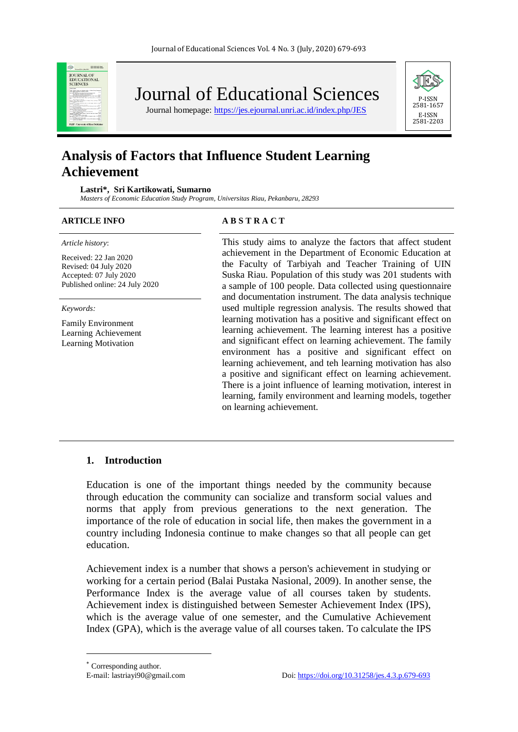# Journal of Educational Sciences

Journal homepage: https://jes.ejournal.unri.ac.id/index.php/JES

P-ISSN 2581-1657
E-ISSN 2581-2203

## Analysis of Factors that Influence Student Learning Achievement

**Lastri\*, Sri Kartikowati, Sumarno**

*Masters of Economic Education Study Program, Universitas Riau, Pekanbaru, 28293*

**ARTICLE INFO**

*Article history*:

Received: 22 Jan 2020
Revised: 04 July 2020
Accepted: 07 July 2020
Published online: 24 July 2020

*Keywords:*

Family Environment
Learning Achievement
Learning Motivation

**A B S T R A C T**

This study aims to analyze the factors that affect student achievement in the Department of Economic Education at the Faculty of Tarbiyah and Teacher Training of UIN Suska Riau. Population of this study was 201 students with a sample of 100 people. Data collected using questionnaire and documentation instrument. The data analysis technique used multiple regression analysis. The results showed that learning motivation has a positive and significant effect on learning achievement. The learning interest has a positive and significant effect on learning achievement. The family environment has a positive and significant effect on learning achievement, and teh learning motivation has also a positive and significant effect on learning achievement. There is a joint influence of learning motivation, interest in learning, family environment and learning models, together on learning achievement.

### 1. Introduction

Education is one of the important things needed by the community because through education the community can socialize and transform social values and norms that apply from previous generations to the next generation. The importance of the role of education in social life, then makes the government in a country including Indonesia continue to make changes so that all people can get education.

Achievement index is a number that shows a person's achievement in studying or working for a certain period (Balai Pustaka Nasional, 2009). In another sense, the Performance Index is the average value of all courses taken by students. Achievement index is distinguished between Semester Achievement Index (IPS), which is the average value of one semester, and the Cumulative Achievement Index (GPA), which is the average value of all courses taken. To calculate the IPS

---

\* Corresponding author.
E-mail: lastriayi90@gmail.com

Doi: https://doi.org/10.31258/jes.4.3.p.679-693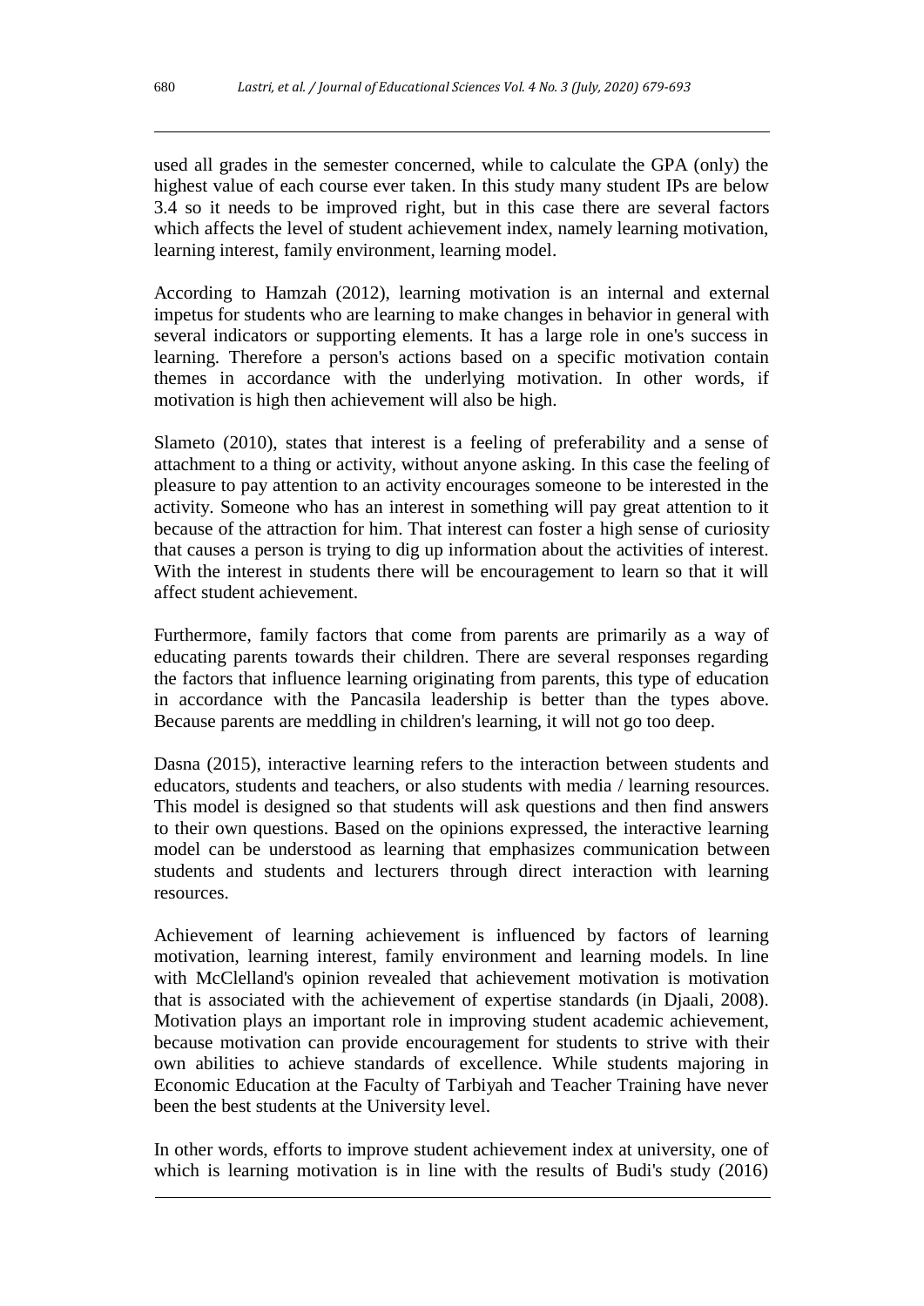used all grades in the semester concerned, while to calculate the GPA (only) the highest value of each course ever taken. In this study many student IPs are below 3.4 so it needs to be improved right, but in this case there are several factors which affects the level of student achievement index, namely learning motivation, learning interest, family environment, learning model.

According to Hamzah (2012), learning motivation is an internal and external impetus for students who are learning to make changes in behavior in general with several indicators or supporting elements. It has a large role in one's success in learning. Therefore a person's actions based on a specific motivation contain themes in accordance with the underlying motivation. In other words, if motivation is high then achievement will also be high.

Slameto (2010), states that interest is a feeling of preferability and a sense of attachment to a thing or activity, without anyone asking. In this case the feeling of pleasure to pay attention to an activity encourages someone to be interested in the activity. Someone who has an interest in something will pay great attention to it because of the attraction for him. That interest can foster a high sense of curiosity that causes a person is trying to dig up information about the activities of interest. With the interest in students there will be encouragement to learn so that it will affect student achievement.

Furthermore, family factors that come from parents are primarily as a way of educating parents towards their children. There are several responses regarding the factors that influence learning originating from parents, this type of education in accordance with the Pancasila leadership is better than the types above. Because parents are meddling in children's learning, it will not go too deep.

Dasna (2015), interactive learning refers to the interaction between students and educators, students and teachers, or also students with media / learning resources. This model is designed so that students will ask questions and then find answers to their own questions. Based on the opinions expressed, the interactive learning model can be understood as learning that emphasizes communication between students and students and lecturers through direct interaction with learning resources.

Achievement of learning achievement is influenced by factors of learning motivation, learning interest, family environment and learning models. In line with McClelland's opinion revealed that achievement motivation is motivation that is associated with the achievement of expertise standards (in Djaali, 2008). Motivation plays an important role in improving student academic achievement, because motivation can provide encouragement for students to strive with their own abilities to achieve standards of excellence. While students majoring in Economic Education at the Faculty of Tarbiyah and Teacher Training have never been the best students at the University level.

In other words, efforts to improve student achievement index at university, one of which is learning motivation is in line with the results of Budi's study (2016)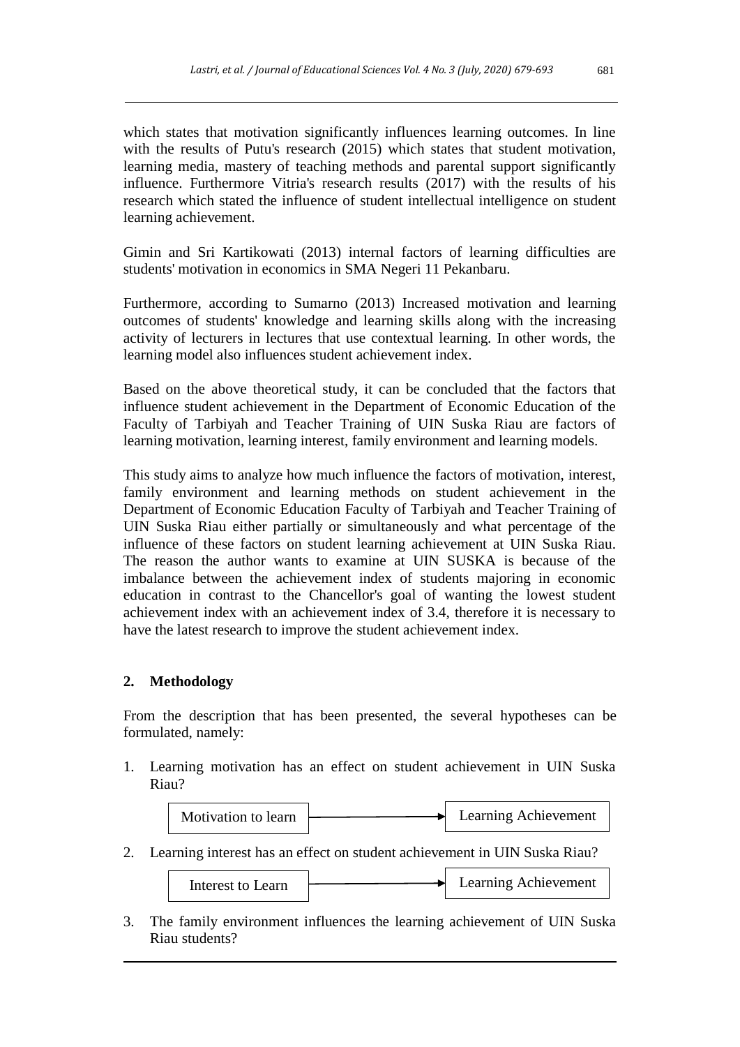which states that motivation significantly influences learning outcomes. In line with the results of Putu's research (2015) which states that student motivation, learning media, mastery of teaching methods and parental support significantly influence. Furthermore Vitria's research results (2017) with the results of his research which stated the influence of student intellectual intelligence on student learning achievement.

Gimin and Sri Kartikowati (2013) internal factors of learning difficulties are students' motivation in economics in SMA Negeri 11 Pekanbaru.

Furthermore, according to Sumarno (2013) Increased motivation and learning outcomes of students' knowledge and learning skills along with the increasing activity of lecturers in lectures that use contextual learning. In other words, the learning model also influences student achievement index.

Based on the above theoretical study, it can be concluded that the factors that influence student achievement in the Department of Economic Education of the Faculty of Tarbiyah and Teacher Training of UIN Suska Riau are factors of learning motivation, learning interest, family environment and learning models.

This study aims to analyze how much influence the factors of motivation, interest, family environment and learning methods on student achievement in the Department of Economic Education Faculty of Tarbiyah and Teacher Training of UIN Suska Riau either partially or simultaneously and what percentage of the influence of these factors on student learning achievement at UIN Suska Riau. The reason the author wants to examine at UIN SUSKA is because of the imbalance between the achievement index of students majoring in economic education in contrast to the Chancellor's goal of wanting the lowest student achievement index with an achievement index of 3.4, therefore it is necessary to have the latest research to improve the student achievement index.

## 2. Methodology

From the description that has been presented, the several hypotheses can be formulated, namely:

1. Learning motivation has an effect on student achievement in UIN Suska Riau?

   Motivation to learn → Learning Achievement

2. Learning interest has an effect on student achievement in UIN Suska Riau?

   Interest to Learn → Learning Achievement

3. The family environment influences the learning achievement of UIN Suska Riau students?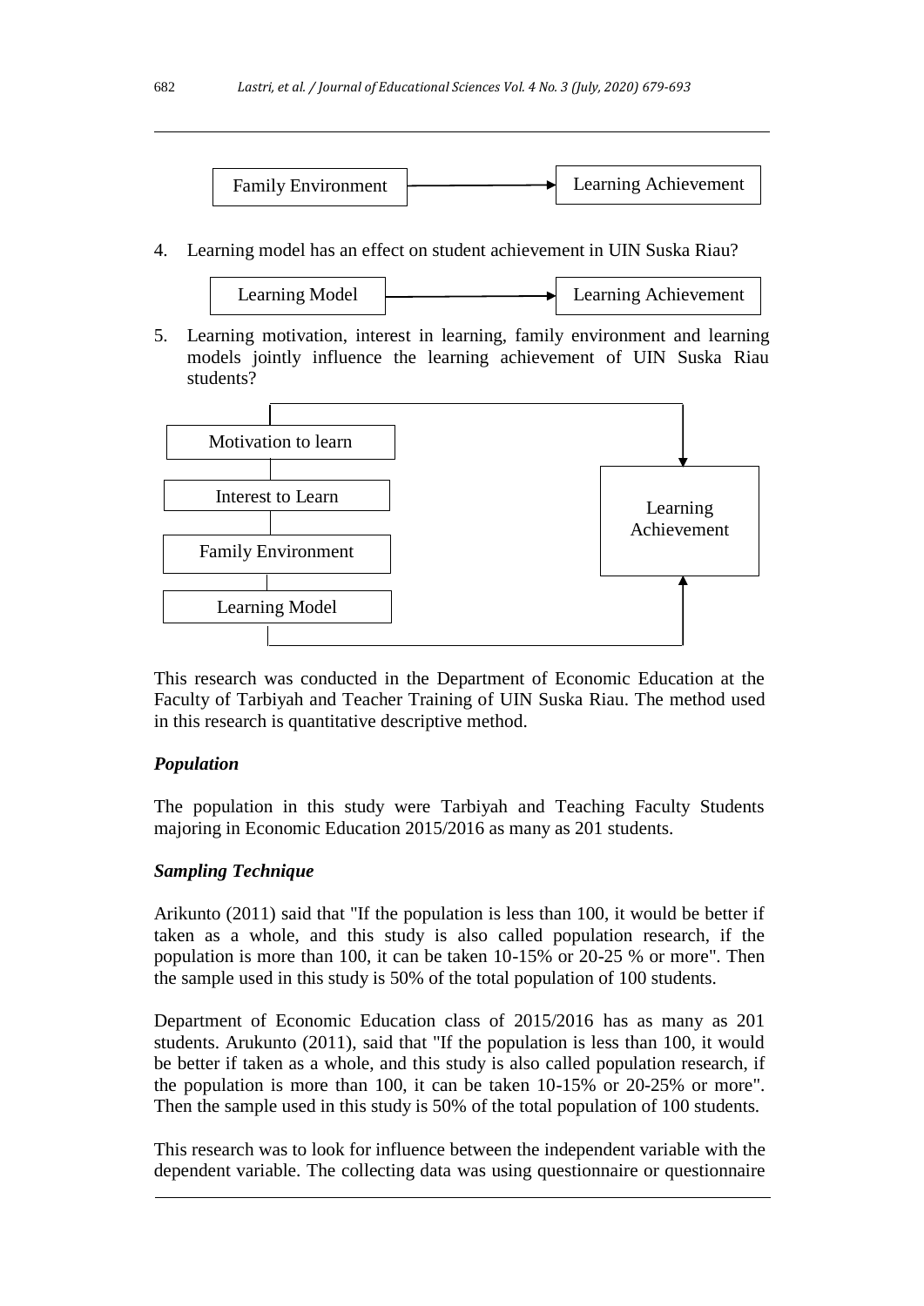Family Environment → Learning Achievement

4. Learning model has an effect on student achievement in UIN Suska Riau?

Learning Model → Learning Achievement

5. Learning motivation, interest in learning, family environment and learning models jointly influence the learning achievement of UIN Suska Riau students?

Motivation to learn, Interest to Learn, Family Environment, Learning Model → Learning Achievement

This research was conducted in the Department of Economic Education at the Faculty of Tarbiyah and Teacher Training of UIN Suska Riau. The method used in this research is quantitative descriptive method.

### *Population*

The population in this study were Tarbiyah and Teaching Faculty Students majoring in Economic Education 2015/2016 as many as 201 students.

### *Sampling Technique*

Arikunto (2011) said that "If the population is less than 100, it would be better if taken as a whole, and this study is also called population research, if the population is more than 100, it can be taken 10-15% or 20-25 % or more". Then the sample used in this study is 50% of the total population of 100 students.

Department of Economic Education class of 2015/2016 has as many as 201 students. Arukunto (2011), said that "If the population is less than 100, it would be better if taken as a whole, and this study is also called population research, if the population is more than 100, it can be taken 10-15% or 20-25% or more". Then the sample used in this study is 50% of the total population of 100 students.

This research was to look for influence between the independent variable with the dependent variable. The collecting data was using questionnaire or questionnaire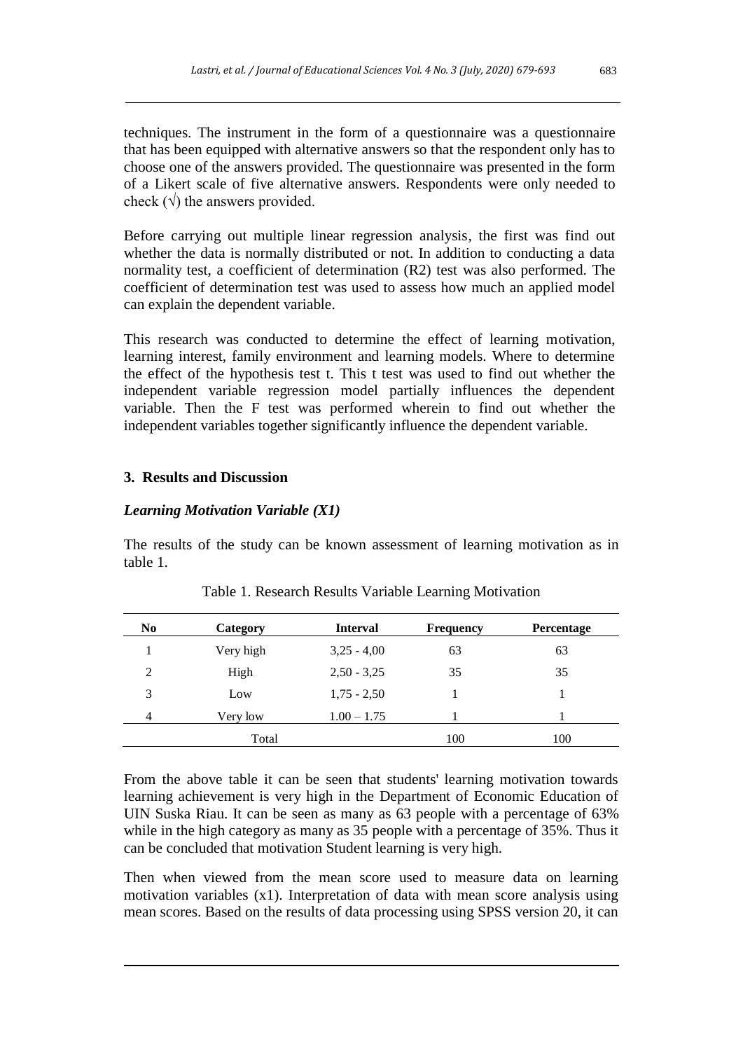techniques. The instrument in the form of a questionnaire was a questionnaire that has been equipped with alternative answers so that the respondent only has to choose one of the answers provided. The questionnaire was presented in the form of a Likert scale of five alternative answers. Respondents were only needed to check (√) the answers provided.

Before carrying out multiple linear regression analysis, the first was find out whether the data is normally distributed or not. In addition to conducting a data normality test, a coefficient of determination (R2) test was also performed. The coefficient of determination test was used to assess how much an applied model can explain the dependent variable.

This research was conducted to determine the effect of learning motivation, learning interest, family environment and learning models. Where to determine the effect of the hypothesis test t. This t test was used to find out whether the independent variable regression model partially influences the dependent variable. Then the F test was performed wherein to find out whether the independent variables together significantly influence the dependent variable.

## 3. Results and Discussion

### *Learning Motivation Variable (X1)*

The results of the study can be known assessment of learning motivation as in table 1.

Table 1. Research Results Variable Learning Motivation

| No | Category | Interval | Frequency | Percentage |
|---|---|---|---|---|
| 1 | Very high | 3,25 - 4,00 | 63 | 63 |
| 2 | High | 2,50 - 3,25 | 35 | 35 |
| 3 | Low | 1,75 - 2,50 | 1 | 1 |
| 4 | Very low | 1.00 – 1.75 | 1 | 1 |
| | Total | | 100 | 100 |

From the above table it can be seen that students' learning motivation towards learning achievement is very high in the Department of Economic Education of UIN Suska Riau. It can be seen as many as 63 people with a percentage of 63% while in the high category as many as 35 people with a percentage of 35%. Thus it can be concluded that motivation Student learning is very high.

Then when viewed from the mean score used to measure data on learning motivation variables (x1). Interpretation of data with mean score analysis using mean scores. Based on the results of data processing using SPSS version 20, it can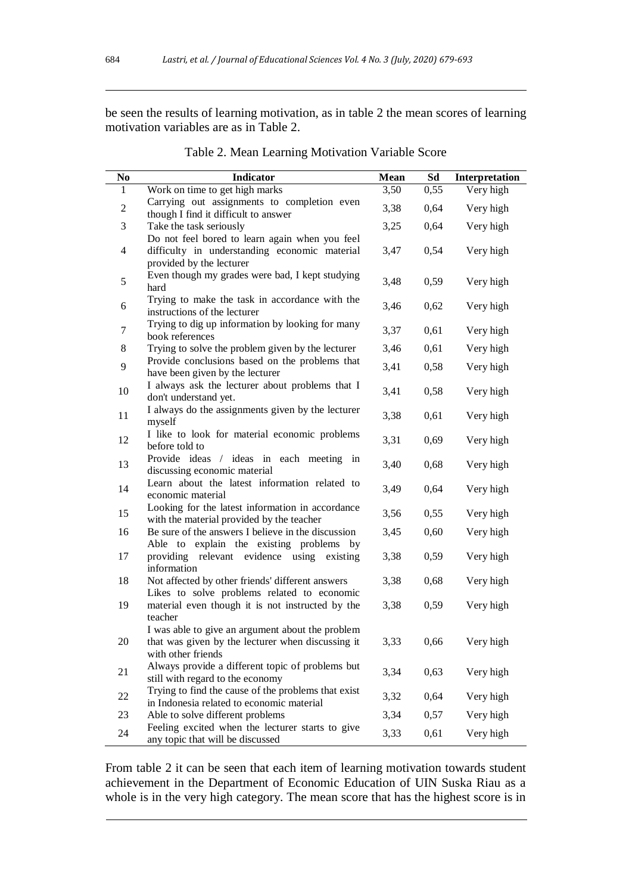be seen the results of learning motivation, as in table 2 the mean scores of learning motivation variables are as in Table 2.

Table 2. Mean Learning Motivation Variable Score

| No | Indicator | Mean | Sd | Interpretation |
|---|---|---|---|---|
| 1 | Work on time to get high marks | 3,50 | 0,55 | Very high |
| 2 | Carrying out assignments to completion even though I find it difficult to answer | 3,38 | 0,64 | Very high |
| 3 | Take the task seriously | 3,25 | 0,64 | Very high |
| 4 | Do not feel bored to learn again when you feel difficulty in understanding economic material provided by the lecturer | 3,47 | 0,54 | Very high |
| 5 | Even though my grades were bad, I kept studying hard | 3,48 | 0,59 | Very high |
| 6 | Trying to make the task in accordance with the instructions of the lecturer | 3,46 | 0,62 | Very high |
| 7 | Trying to dig up information by looking for many book references | 3,37 | 0,61 | Very high |
| 8 | Trying to solve the problem given by the lecturer | 3,46 | 0,61 | Very high |
| 9 | Provide conclusions based on the problems that have been given by the lecturer | 3,41 | 0,58 | Very high |
| 10 | I always ask the lecturer about problems that I don't understand yet. | 3,41 | 0,58 | Very high |
| 11 | I always do the assignments given by the lecturer myself | 3,38 | 0,61 | Very high |
| 12 | I like to look for material economic problems before told to | 3,31 | 0,69 | Very high |
| 13 | Provide ideas / ideas in each meeting in discussing economic material | 3,40 | 0,68 | Very high |
| 14 | Learn about the latest information related to economic material | 3,49 | 0,64 | Very high |
| 15 | Looking for the latest information in accordance with the material provided by the teacher | 3,56 | 0,55 | Very high |
| 16 | Be sure of the answers I believe in the discussion | 3,45 | 0,60 | Very high |
| 17 | Able to explain the existing problems by providing relevant evidence using existing information | 3,38 | 0,59 | Very high |
| 18 | Not affected by other friends' different answers | 3,38 | 0,68 | Very high |
| 19 | Likes to solve problems related to economic material even though it is not instructed by the teacher | 3,38 | 0,59 | Very high |
| 20 | I was able to give an argument about the problem that was given by the lecturer when discussing it with other friends | 3,33 | 0,66 | Very high |
| 21 | Always provide a different topic of problems but still with regard to the economy | 3,34 | 0,63 | Very high |
| 22 | Trying to find the cause of the problems that exist in Indonesia related to economic material | 3,32 | 0,64 | Very high |
| 23 | Able to solve different problems | 3,34 | 0,57 | Very high |
| 24 | Feeling excited when the lecturer starts to give any topic that will be discussed | 3,33 | 0,61 | Very high |

From table 2 it can be seen that each item of learning motivation towards student achievement in the Department of Economic Education of UIN Suska Riau as a whole is in the very high category. The mean score that has the highest score is in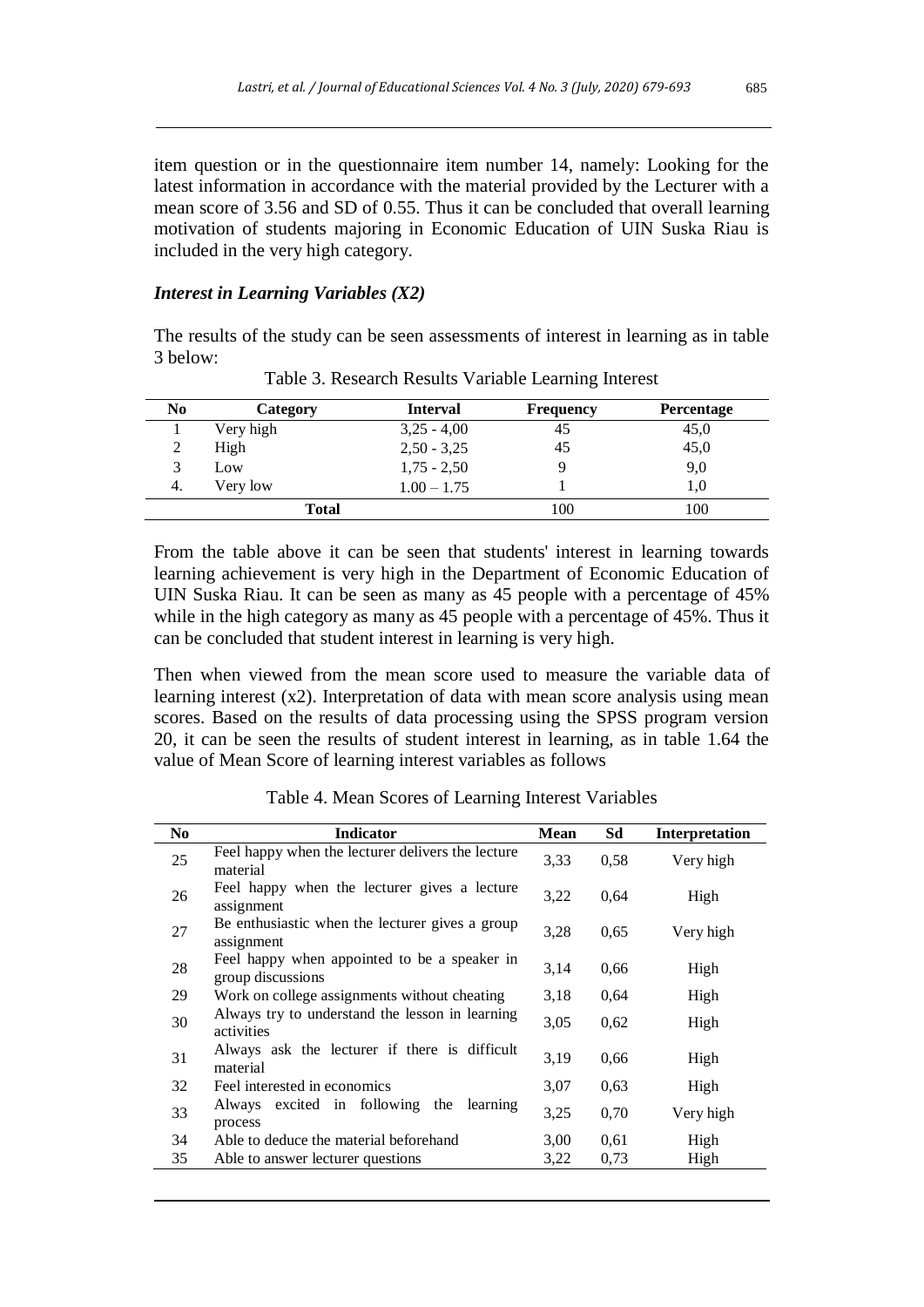item question or in the questionnaire item number 14, namely: Looking for the latest information in accordance with the material provided by the Lecturer with a mean score of 3.56 and SD of 0.55. Thus it can be concluded that overall learning motivation of students majoring in Economic Education of UIN Suska Riau is included in the very high category.

### *Interest in Learning Variables (X2)*

The results of the study can be seen assessments of interest in learning as in table 3 below:

Table 3. Research Results Variable Learning Interest

| No | Category | Interval | Frequency | Percentage |
|---|---|---|---|---|
| 1 | Very high | 3,25 - 4,00 | 45 | 45,0 |
| 2 | High | 2,50 - 3,25 | 45 | 45,0 |
| 3 | Low | 1,75 - 2,50 | 9 | 9,0 |
| 4. | Very low | 1.00 – 1.75 | 1 | 1,0 |
| | **Total** | | 100 | 100 |

From the table above it can be seen that students' interest in learning towards learning achievement is very high in the Department of Economic Education of UIN Suska Riau. It can be seen as many as 45 people with a percentage of 45% while in the high category as many as 45 people with a percentage of 45%. Thus it can be concluded that student interest in learning is very high.

Then when viewed from the mean score used to measure the variable data of learning interest (x2). Interpretation of data with mean score analysis using mean scores. Based on the results of data processing using the SPSS program version 20, it can be seen the results of student interest in learning, as in table 1.64 the value of Mean Score of learning interest variables as follows

Table 4. Mean Scores of Learning Interest Variables

| No | Indicator | Mean | Sd | Interpretation |
|---|---|---|---|---|
| 25 | Feel happy when the lecturer delivers the lecture material | 3,33 | 0,58 | Very high |
| 26 | Feel happy when the lecturer gives a lecture assignment | 3,22 | 0,64 | High |
| 27 | Be enthusiastic when the lecturer gives a group assignment | 3,28 | 0,65 | Very high |
| 28 | Feel happy when appointed to be a speaker in group discussions | 3,14 | 0,66 | High |
| 29 | Work on college assignments without cheating | 3,18 | 0,64 | High |
| 30 | Always try to understand the lesson in learning activities | 3,05 | 0,62 | High |
| 31 | Always ask the lecturer if there is difficult material | 3,19 | 0,66 | High |
| 32 | Feel interested in economics | 3,07 | 0,63 | High |
| 33 | Always excited in following the learning process | 3,25 | 0,70 | Very high |
| 34 | Able to deduce the material beforehand | 3,00 | 0,61 | High |
| 35 | Able to answer lecturer questions | 3,22 | 0,73 | High |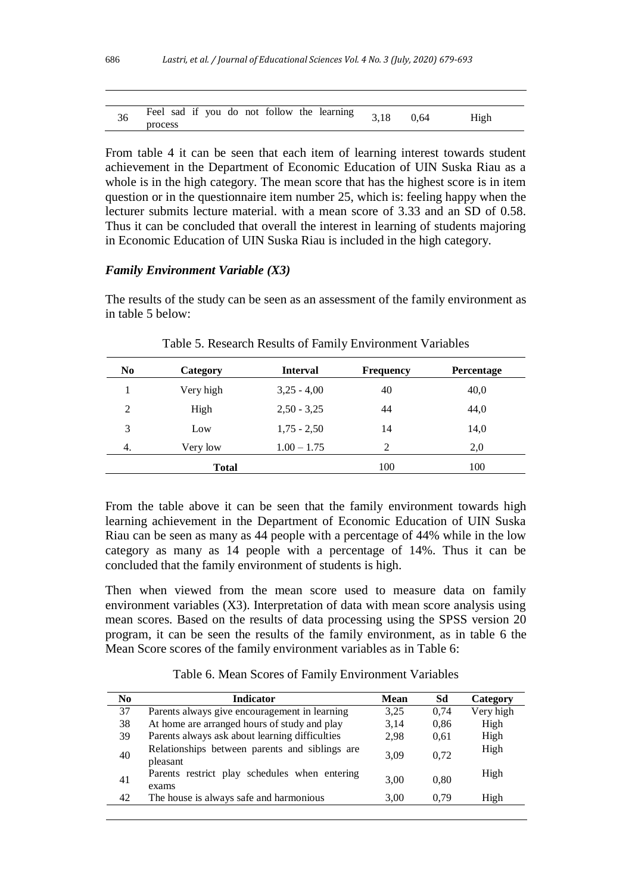| 36 | Feel sad if you do not follow the learning process | 3,18 | 0,64 | High |
|---|---|---|---|---|

From table 4 it can be seen that each item of learning interest towards student achievement in the Department of Economic Education of UIN Suska Riau as a whole is in the high category. The mean score that has the highest score is in item question or in the questionnaire item number 25, which is: feeling happy when the lecturer submits lecture material. with a mean score of 3.33 and an SD of 0.58. Thus it can be concluded that overall the interest in learning of students majoring in Economic Education of UIN Suska Riau is included in the high category.

### *Family Environment Variable (X3)*

The results of the study can be seen as an assessment of the family environment as in table 5 below:

Table 5. Research Results of Family Environment Variables

| No | Category | Interval | Frequency | Percentage |
|---|---|---|---|---|
| 1 | Very high | 3,25 - 4,00 | 40 | 40,0 |
| 2 | High | 2,50 - 3,25 | 44 | 44,0 |
| 3 | Low | 1,75 - 2,50 | 14 | 14,0 |
| 4. | Very low | 1.00 – 1.75 | 2 | 2,0 |
| | **Total** | | 100 | 100 |

From the table above it can be seen that the family environment towards high learning achievement in the Department of Economic Education of UIN Suska Riau can be seen as many as 44 people with a percentage of 44% while in the low category as many as 14 people with a percentage of 14%. Thus it can be concluded that the family environment of students is high.

Then when viewed from the mean score used to measure data on family environment variables (X3). Interpretation of data with mean score analysis using mean scores. Based on the results of data processing using the SPSS version 20 program, it can be seen the results of the family environment, as in table 6 the Mean Score scores of the family environment variables as in Table 6:

Table 6. Mean Scores of Family Environment Variables

| No | Indicator | Mean | Sd | Category |
|---|---|---|---|---|
| 37 | Parents always give encouragement in learning | 3,25 | 0,74 | Very high |
| 38 | At home are arranged hours of study and play | 3,14 | 0,86 | High |
| 39 | Parents always ask about learning difficulties | 2,98 | 0,61 | High |
| 40 | Relationships between parents and siblings are pleasant | 3,09 | 0,72 | High |
| 41 | Parents restrict play schedules when entering exams | 3,00 | 0,80 | High |
| 42 | The house is always safe and harmonious | 3,00 | 0,79 | High |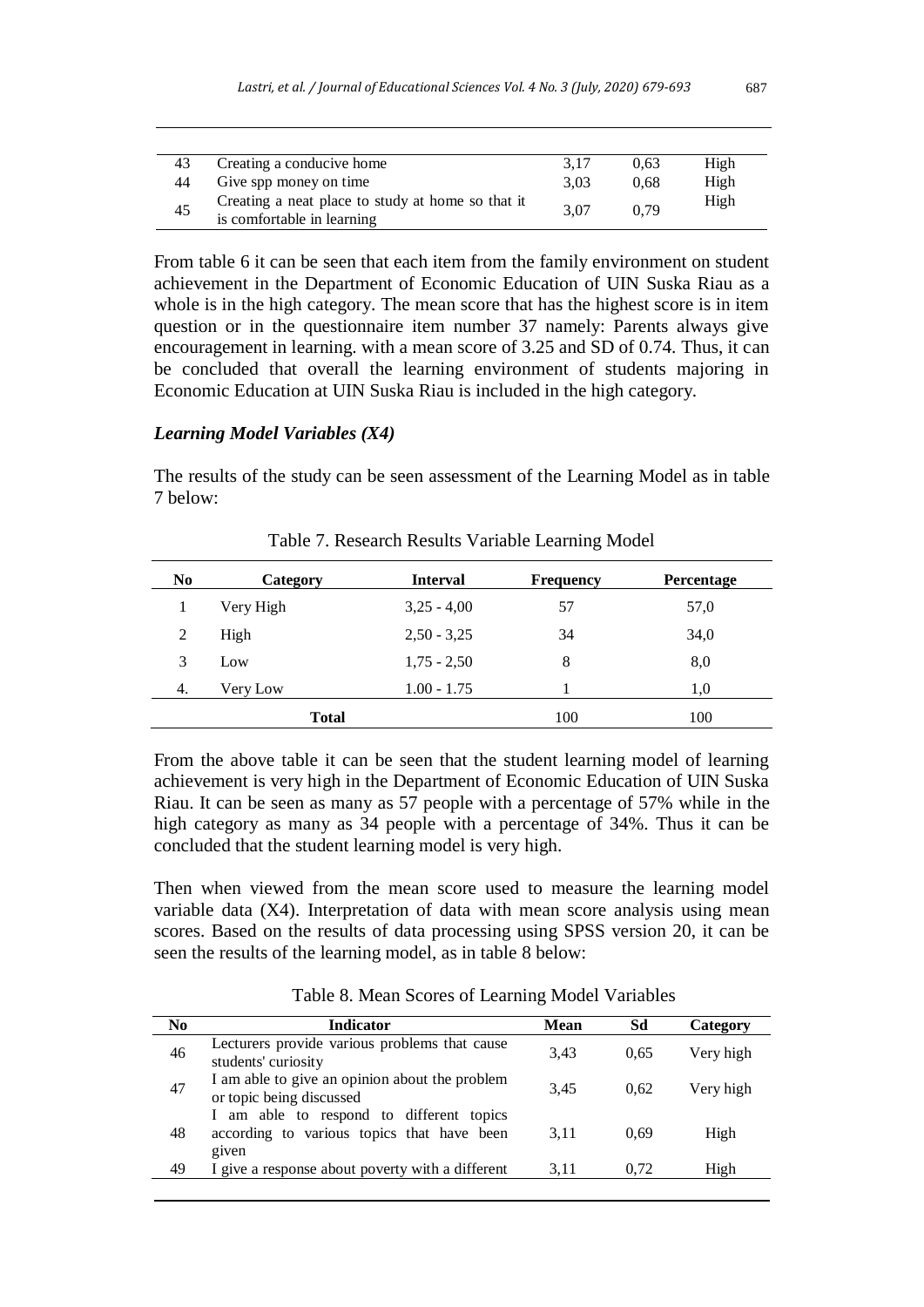| 43 | Creating a conducive home | 3,17 | 0,63 | High |
|---|---|---|---|---|
| 44 | Give spp money on time | 3,03 | 0,68 | High |
| 45 | Creating a neat place to study at home so that it is comfortable in learning | 3,07 | 0,79 | High |

From table 6 it can be seen that each item from the family environment on student achievement in the Department of Economic Education of UIN Suska Riau as a whole is in the high category. The mean score that has the highest score is in item question or in the questionnaire item number 37 namely: Parents always give encouragement in learning. with a mean score of 3.25 and SD of 0.74. Thus, it can be concluded that overall the learning environment of students majoring in Economic Education at UIN Suska Riau is included in the high category.

### *Learning Model Variables (X4)*

The results of the study can be seen assessment of the Learning Model as in table 7 below:

Table 7. Research Results Variable Learning Model

| No | Category | Interval | Frequency | Percentage |
|---|---|---|---|---|
| 1 | Very High | 3,25 - 4,00 | 57 | 57,0 |
| 2 | High | 2,50 - 3,25 | 34 | 34,0 |
| 3 | Low | 1,75 - 2,50 | 8 | 8,0 |
| 4. | Very Low | 1.00 - 1.75 | 1 | 1,0 |
| | **Total** | | 100 | 100 |

From the above table it can be seen that the student learning model of learning achievement is very high in the Department of Economic Education of UIN Suska Riau. It can be seen as many as 57 people with a percentage of 57% while in the high category as many as 34 people with a percentage of 34%. Thus it can be concluded that the student learning model is very high.

Then when viewed from the mean score used to measure the learning model variable data (X4). Interpretation of data with mean score analysis using mean scores. Based on the results of data processing using SPSS version 20, it can be seen the results of the learning model, as in table 8 below:

Table 8. Mean Scores of Learning Model Variables

| No | Indicator | Mean | Sd | Category |
|---|---|---|---|---|
| 46 | Lecturers provide various problems that cause students' curiosity | 3,43 | 0,65 | Very high |
| 47 | I am able to give an opinion about the problem or topic being discussed | 3,45 | 0,62 | Very high |
| 48 | I am able to respond to different topics according to various topics that have been given | 3,11 | 0,69 | High |
| 49 | I give a response about poverty with a different | 3,11 | 0,72 | High |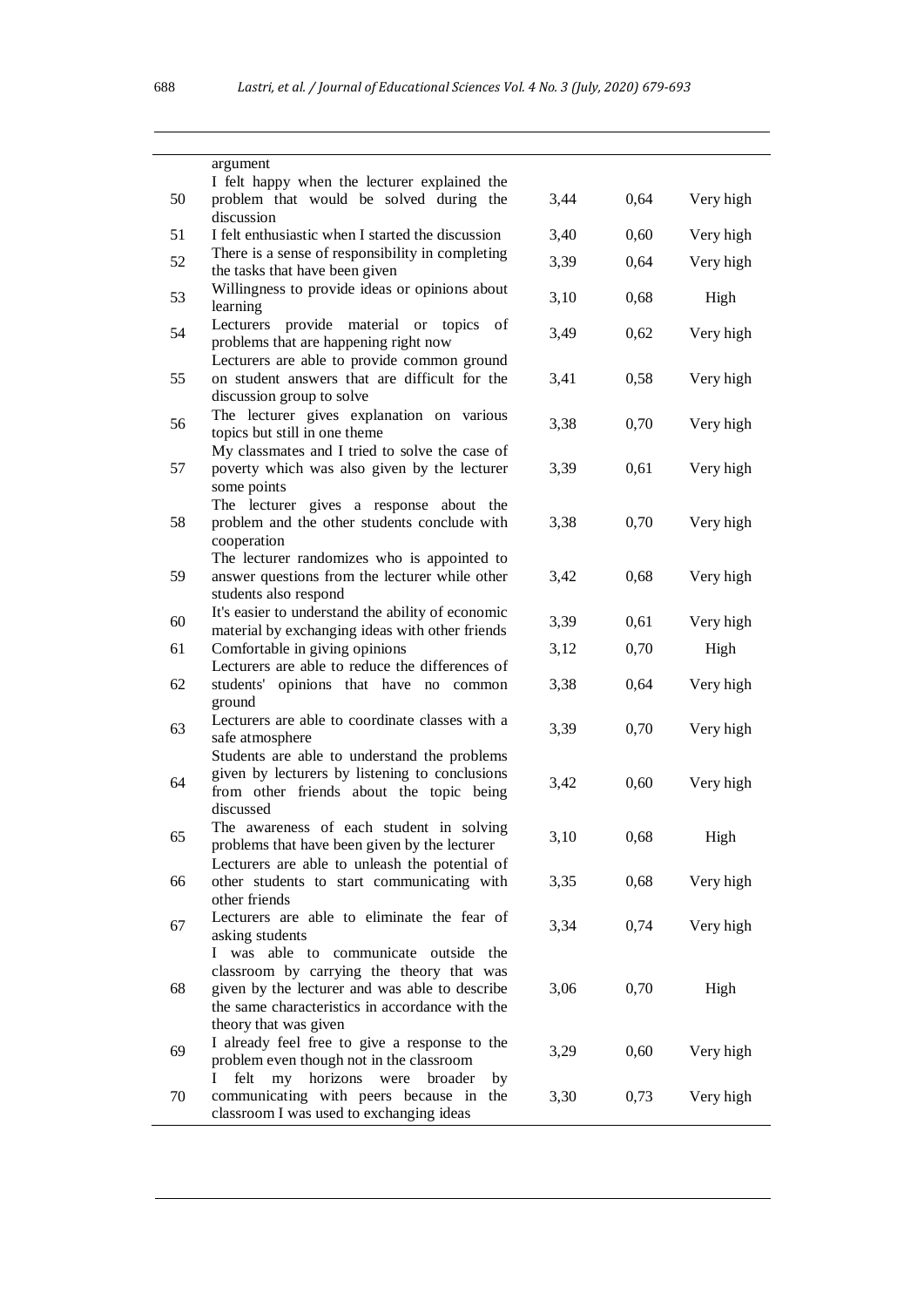|  |  |  |  |  |
|---|---|---|---|---|
|  | argument |  |  |  |
| 50 | I felt happy when the lecturer explained the problem that would be solved during the discussion | 3,44 | 0,64 | Very high |
| 51 | I felt enthusiastic when I started the discussion | 3,40 | 0,60 | Very high |
| 52 | There is a sense of responsibility in completing the tasks that have been given | 3,39 | 0,64 | Very high |
| 53 | Willingness to provide ideas or opinions about learning | 3,10 | 0,68 | High |
| 54 | Lecturers provide material or topics of problems that are happening right now | 3,49 | 0,62 | Very high |
| 55 | Lecturers are able to provide common ground on student answers that are difficult for the discussion group to solve | 3,41 | 0,58 | Very high |
| 56 | The lecturer gives explanation on various topics but still in one theme | 3,38 | 0,70 | Very high |
| 57 | My classmates and I tried to solve the case of poverty which was also given by the lecturer some points | 3,39 | 0,61 | Very high |
| 58 | The lecturer gives a response about the problem and the other students conclude with cooperation | 3,38 | 0,70 | Very high |
| 59 | The lecturer randomizes who is appointed to answer questions from the lecturer while other students also respond | 3,42 | 0,68 | Very high |
| 60 | It's easier to understand the ability of economic material by exchanging ideas with other friends | 3,39 | 0,61 | Very high |
| 61 | Comfortable in giving opinions | 3,12 | 0,70 | High |
| 62 | Lecturers are able to reduce the differences of students' opinions that have no common ground | 3,38 | 0,64 | Very high |
| 63 | Lecturers are able to coordinate classes with a safe atmosphere | 3,39 | 0,70 | Very high |
| 64 | Students are able to understand the problems given by lecturers by listening to conclusions from other friends about the topic being discussed | 3,42 | 0,60 | Very high |
| 65 | The awareness of each student in solving problems that have been given by the lecturer | 3,10 | 0,68 | High |
| 66 | Lecturers are able to unleash the potential of other students to start communicating with other friends | 3,35 | 0,68 | Very high |
| 67 | Lecturers are able to eliminate the fear of asking students | 3,34 | 0,74 | Very high |
| 68 | I was able to communicate outside the classroom by carrying the theory that was given by the lecturer and was able to describe the same characteristics in accordance with the theory that was given | 3,06 | 0,70 | High |
| 69 | I already feel free to give a response to the problem even though not in the classroom | 3,29 | 0,60 | Very high |
| 70 | I felt my horizons were broader by communicating with peers because in the classroom I was used to exchanging ideas | 3,30 | 0,73 | Very high |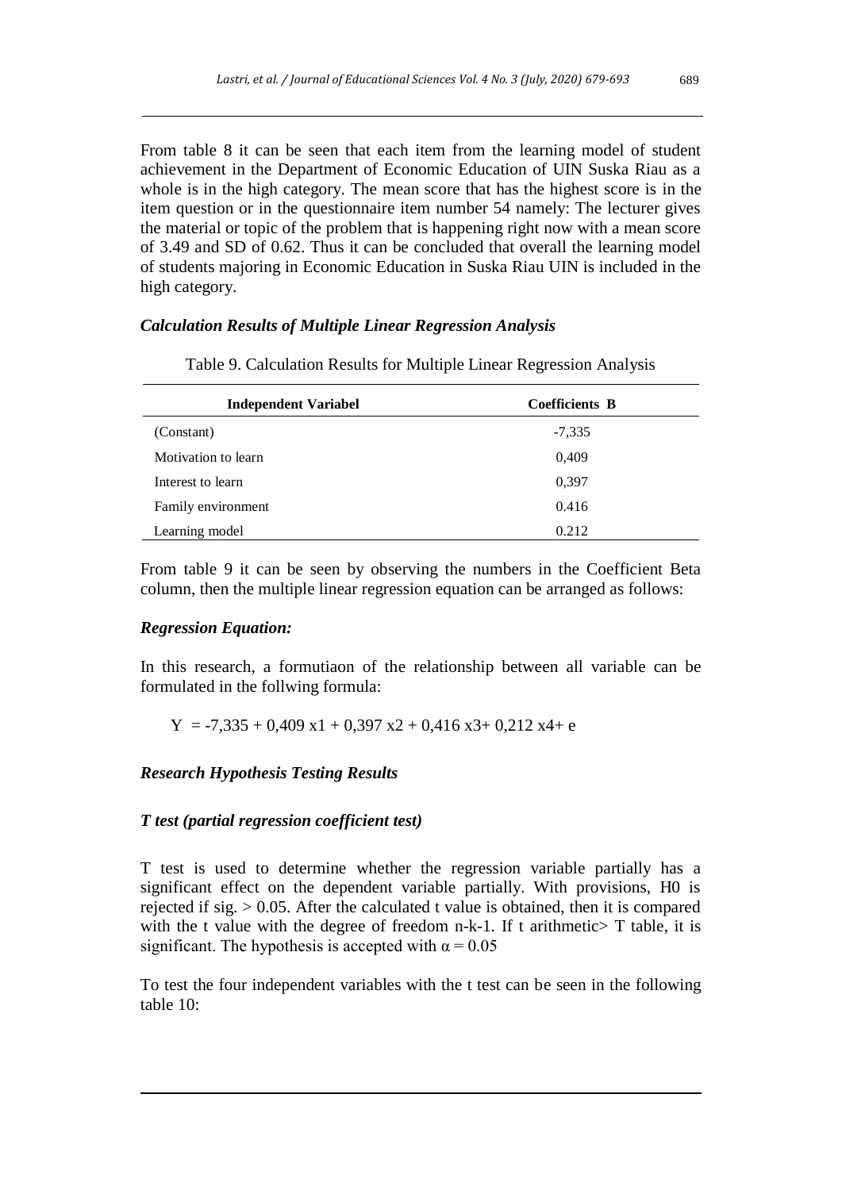From table 8 it can be seen that each item from the learning model of student achievement in the Department of Economic Education of UIN Suska Riau as a whole is in the high category. The mean score that has the highest score is in the item question or in the questionnaire item number 54 namely: The lecturer gives the material or topic of the problem that is happening right now with a mean score of 3.49 and SD of 0.62. Thus it can be concluded that overall the learning model of students majoring in Economic Education in Suska Riau UIN is included in the high category.

### *Calculation Results of Multiple Linear Regression Analysis*

Table 9. Calculation Results for Multiple Linear Regression Analysis

| Independent Variabel | Coefficients B |
|---|---|
| (Constant) | -7,335 |
| Motivation to learn | 0,409 |
| Interest to learn | 0,397 |
| Family environment | 0.416 |
| Learning model | 0.212 |

From table 9 it can be seen by observing the numbers in the Coefficient Beta column, then the multiple linear regression equation can be arranged as follows:

### *Regression Equation:*

In this research, a formutiaon of the relationship between all variable can be formulated in the follwing formula:

$$Y = -7{,}335 + 0{,}409\, x1 + 0{,}397\, x2 + 0{,}416\, x3 + 0{,}212\, x4 + e$$

### *Research Hypothesis Testing Results*

### *T test (partial regression coefficient test)*

T test is used to determine whether the regression variable partially has a significant effect on the dependent variable partially. With provisions, H0 is rejected if sig. $> 0.05$. After the calculated t value is obtained, then it is compared with the t value with the degree of freedom n-k-1. If t arithmetic> T table, it is significant. The hypothesis is accepted with $\alpha = 0.05$

To test the four independent variables with the t test can be seen in the following table 10: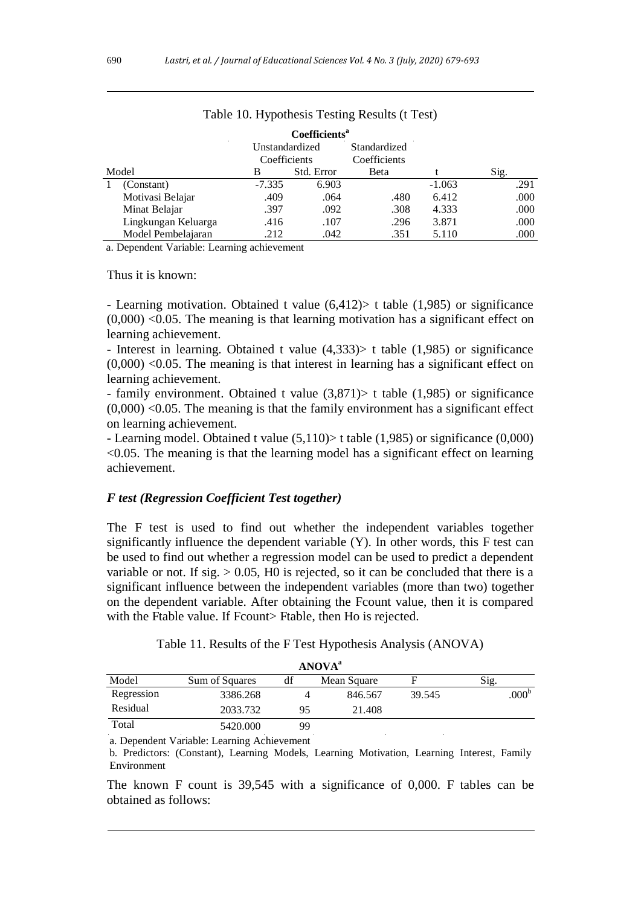Table 10. Hypothesis Testing Results (t Test)

**Coefficients**[a]

| Model | | Unstandardized Coefficients | | Standardized Coefficients | t | Sig. |
|---|---|---|---|---|---|---|
| | | B | Std. Error | Beta | | |
| 1 | (Constant) | -7.335 | 6.903 | | -1.063 | .291 |
| | Motivasi Belajar | .409 | .064 | .480 | 6.412 | .000 |
| | Minat Belajar | .397 | .092 | .308 | 4.333 | .000 |
| | Lingkungan Keluarga | .416 | .107 | .296 | 3.871 | .000 |
| | Model Pembelajaran | .212 | .042 | .351 | 5.110 | .000 |

a. Dependent Variable: Learning achievement

Thus it is known:

- Learning motivation. Obtained t value (6,412)> t table (1,985) or significance (0,000) <0.05. The meaning is that learning motivation has a significant effect on learning achievement.
- Interest in learning. Obtained t value (4,333)> t table (1,985) or significance (0,000) <0.05. The meaning is that interest in learning has a significant effect on learning achievement.
- family environment. Obtained t value (3,871)> t table (1,985) or significance (0,000) <0.05. The meaning is that the family environment has a significant effect on learning achievement.
- Learning model. Obtained t value (5,110)> t table (1,985) or significance (0,000) <0.05. The meaning is that the learning model has a significant effect on learning achievement.

### *F test (Regression Coefficient Test together)*

The F test is used to find out whether the independent variables together significantly influence the dependent variable (Y). In other words, this F test can be used to find out whether a regression model can be used to predict a dependent variable or not. If sig. > 0.05, H0 is rejected, so it can be concluded that there is a significant influence between the independent variables (more than two) together on the dependent variable. After obtaining the Fcount value, then it is compared with the Ftable value. If Fcount> Ftable, then Ho is rejected.

Table 11. Results of the F Test Hypothesis Analysis (ANOVA)

**ANOVA**[a]

| Model | Sum of Squares | df | Mean Square | F | Sig. |
|---|---|---|---|---|---|
| Regression | 3386.268 | 4 | 846.567 | 39.545 | .000[b] |
| Residual | 2033.732 | 95 | 21.408 | | |
| Total | 5420.000 | 99 | | | |

a. Dependent Variable: Learning Achievement

b. Predictors: (Constant), Learning Models, Learning Motivation, Learning Interest, Family Environment

The known F count is 39,545 with a significance of 0,000. F tables can be obtained as follows: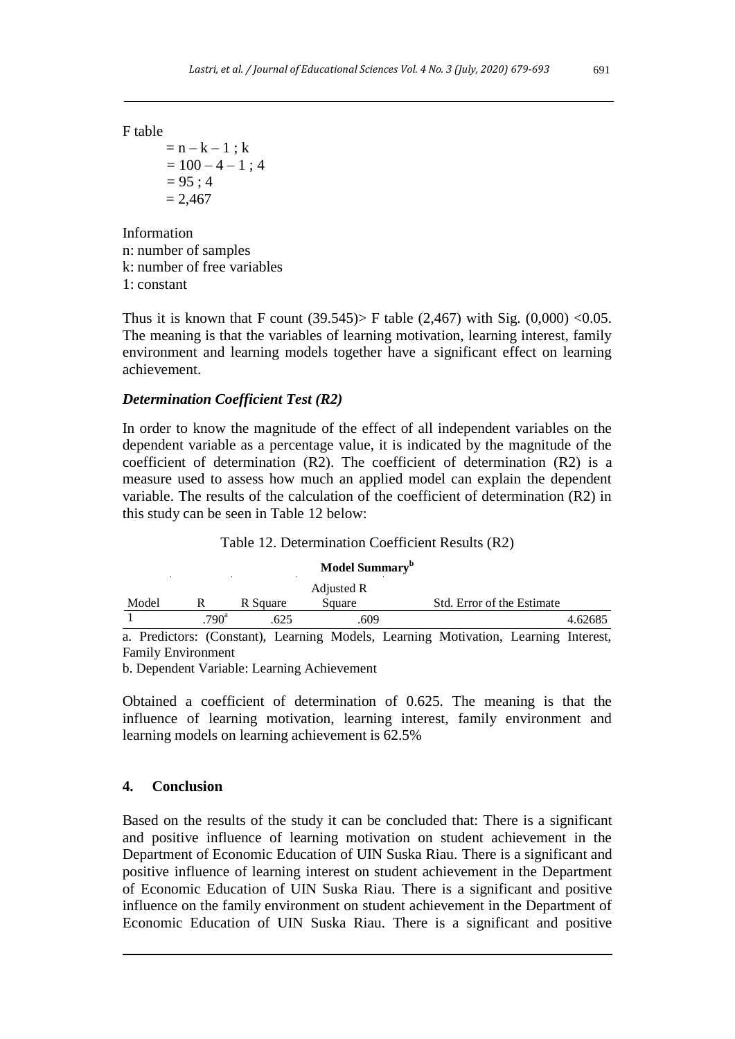F table

$= n – k – 1 ; k$
$= 100 – 4 – 1 ; 4$
$= 95 ; 4$
$= 2,467$

Information
n: number of samples
k: number of free variables
1: constant

Thus it is known that F count (39.545)> F table (2,467) with Sig. (0,000) <0.05. The meaning is that the variables of learning motivation, learning interest, family environment and learning models together have a significant effect on learning achievement.

### *Determination Coefficient Test (R2)*

In order to know the magnitude of the effect of all independent variables on the dependent variable as a percentage value, it is indicated by the magnitude of the coefficient of determination (R2). The coefficient of determination (R2) is a measure used to assess how much an applied model can explain the dependent variable. The results of the calculation of the coefficient of determination (R2) in this study can be seen in Table 12 below:

Table 12. Determination Coefficient Results (R2)

**Model Summary**[b]

| Model | R | R Square | Adjusted R Square | Std. Error of the Estimate |
|---|---|---|---|---|
| 1 | .790[a] | .625 | .609 | 4.62685 |

a. Predictors: (Constant), Learning Models, Learning Motivation, Learning Interest, Family Environment
b. Dependent Variable: Learning Achievement

Obtained a coefficient of determination of 0.625. The meaning is that the influence of learning motivation, learning interest, family environment and learning models on learning achievement is 62.5%

## 4. Conclusion

Based on the results of the study it can be concluded that: There is a significant and positive influence of learning motivation on student achievement in the Department of Economic Education of UIN Suska Riau. There is a significant and positive influence of learning interest on student achievement in the Department of Economic Education of UIN Suska Riau. There is a significant and positive influence on the family environment on student achievement in the Department of Economic Education of UIN Suska Riau. There is a significant and positive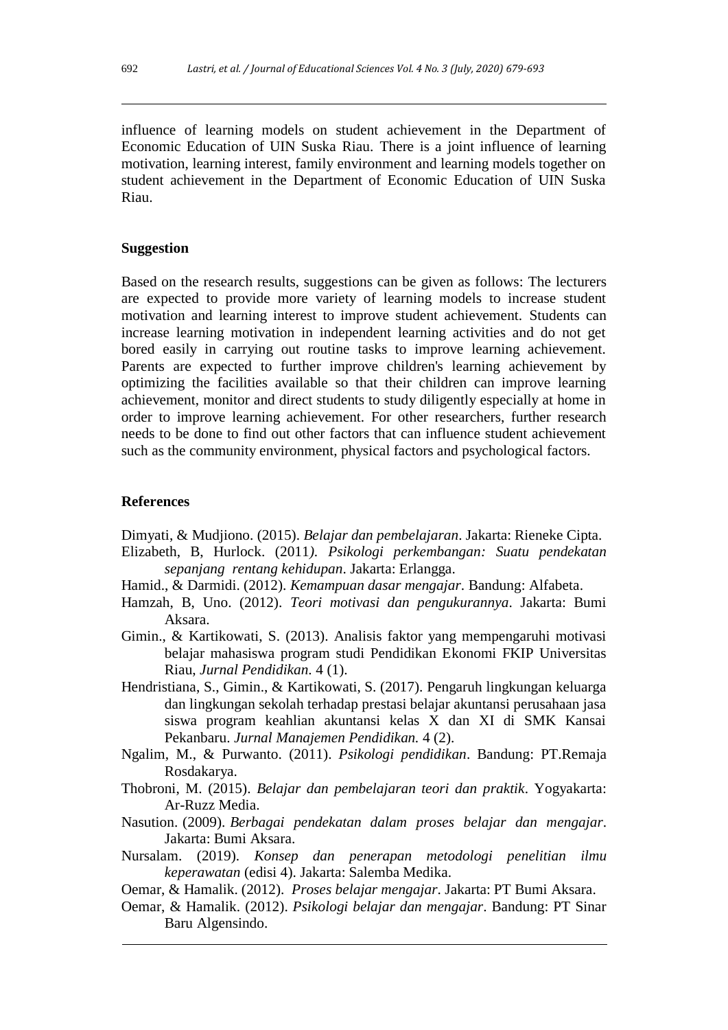influence of learning models on student achievement in the Department of Economic Education of UIN Suska Riau. There is a joint influence of learning motivation, learning interest, family environment and learning models together on student achievement in the Department of Economic Education of UIN Suska Riau.

## Suggestion

Based on the research results, suggestions can be given as follows: The lecturers are expected to provide more variety of learning models to increase student motivation and learning interest to improve student achievement. Students can increase learning motivation in independent learning activities and do not get bored easily in carrying out routine tasks to improve learning achievement. Parents are expected to further improve children's learning achievement by optimizing the facilities available so that their children can improve learning achievement, monitor and direct students to study diligently especially at home in order to improve learning achievement. For other researchers, further research needs to be done to find out other factors that can influence student achievement such as the community environment, physical factors and psychological factors.

## References

Dimyati, & Mudjiono. (2015). *Belajar dan pembelajaran*. Jakarta: Rieneke Cipta.

Elizabeth, B, Hurlock. (2011*). Psikologi perkembangan: Suatu pendekatan sepanjang rentang kehidupan*. Jakarta: Erlangga.

Hamid., & Darmidi. (2012). *Kemampuan dasar mengajar*. Bandung: Alfabeta.

Hamzah, B, Uno. (2012). *Teori motivasi dan pengukurannya*. Jakarta: Bumi Aksara.

Gimin., & Kartikowati, S. (2013). Analisis faktor yang mempengaruhi motivasi belajar mahasiswa program studi Pendidikan Ekonomi FKIP Universitas Riau, *Jurnal Pendidikan*. 4 (1).

Hendristiana, S., Gimin., & Kartikowati, S. (2017). Pengaruh lingkungan keluarga dan lingkungan sekolah terhadap prestasi belajar akuntansi perusahaan jasa siswa program keahlian akuntansi kelas X dan XI di SMK Kansai Pekanbaru. *Jurnal Manajemen Pendidikan.* 4 (2).

Ngalim, M., & Purwanto. (2011). *Psikologi pendidikan*. Bandung: PT.Remaja Rosdakarya.

Thobroni, M. (2015). *Belajar dan pembelajaran teori dan praktik*. Yogyakarta: Ar-Ruzz Media.

Nasution. (2009). *Berbagai pendekatan dalam proses belajar dan mengajar*. Jakarta: Bumi Aksara.

Nursalam. (2019). *Konsep dan penerapan metodologi penelitian ilmu keperawatan* (edisi 4). Jakarta: Salemba Medika.

Oemar, & Hamalik. (2012). *Proses belajar mengajar*. Jakarta: PT Bumi Aksara.

Oemar, & Hamalik. (2012). *Psikologi belajar dan mengajar*. Bandung: PT Sinar Baru Algensindo.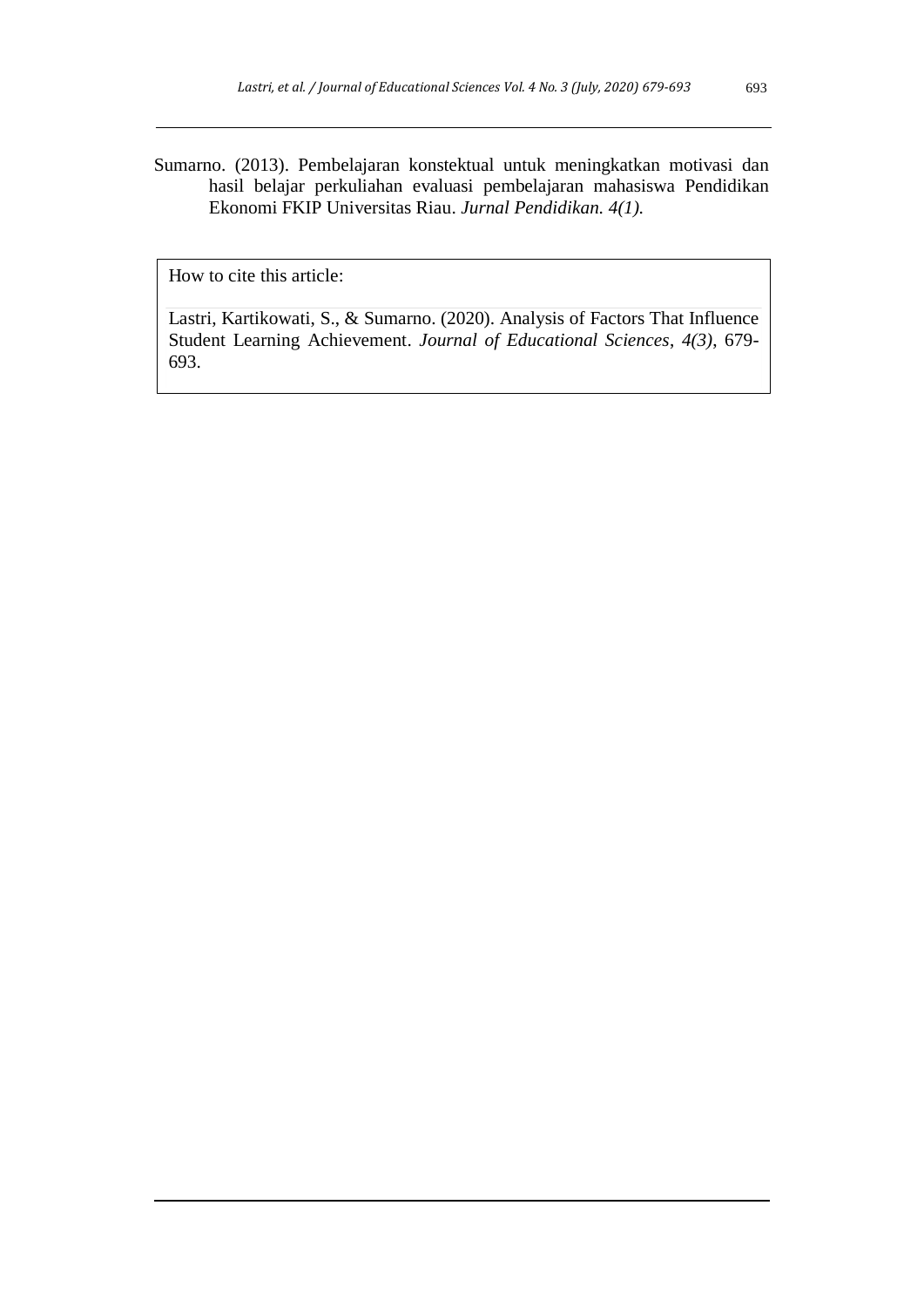Sumarno. (2013). Pembelajaran konstektual untuk meningkatkan motivasi dan hasil belajar perkuliahan evaluasi pembelajaran mahasiswa Pendidikan Ekonomi FKIP Universitas Riau. *Jurnal Pendidikan. 4(1).*

How to cite this article:

Lastri, Kartikowati, S., & Sumarno. (2020). Analysis of Factors That Influence Student Learning Achievement. *Journal of Educational Sciences*, *4(3)*, 679-693.